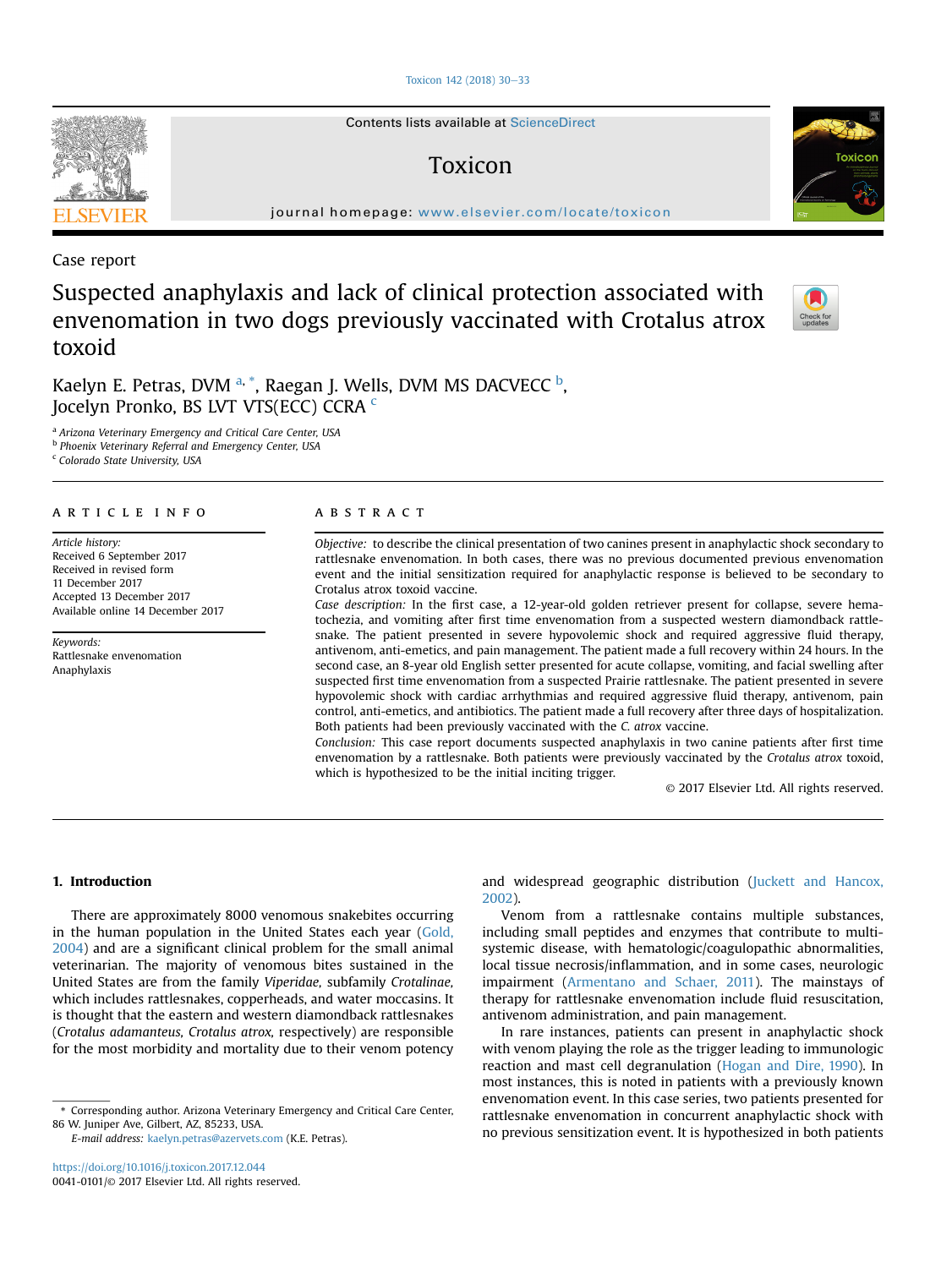Contents lists available at ScienceDirect

# Toxicon

journal homepage: www.elsevier.com/locate/toxicon

Case report

# Suspected anaphylaxis and lack of clinical protection associated with envenomation in two dogs previously vaccinated with Crotalus atrox toxoid

Kaelyn E. Petras, DVM [a,*], Raegan J. Wells, DVM MS DACVECC [b], Jocelyn Pronko, BS LVT VTS(ECC) CCRA [c]

[a] *Arizona Veterinary Emergency and Critical Care Center, USA*
[b] *Phoenix Veterinary Referral and Emergency Center, USA*
[c] *Colorado State University, USA*

## ARTICLE INFO

*Article history:*
Received 6 September 2017
Received in revised form
11 December 2017
Accepted 13 December 2017
Available online 14 December 2017

*Keywords:*
Rattlesnake envenomation
Anaphylaxis

## ABSTRACT

*Objective:* to describe the clinical presentation of two canines present in anaphylactic shock secondary to rattlesnake envenomation. In both cases, there was no previous documented previous envenomation event and the initial sensitization required for anaphylactic response is believed to be secondary to Crotalus atrox toxoid vaccine.

*Case description:* In the first case, a 12-year-old golden retriever present for collapse, severe hematochezia, and vomiting after first time envenomation from a suspected western diamondback rattlesnake. The patient presented in severe hypovolemic shock and required aggressive fluid therapy, antivenom, anti-emetics, and pain management. The patient made a full recovery within 24 hours. In the second case, an 8-year old English setter presented for acute collapse, vomiting, and facial swelling after suspected first time envenomation from a suspected Prairie rattlesnake. The patient presented in severe hypovolemic shock with cardiac arrhythmias and required aggressive fluid therapy, antivenom, pain control, anti-emetics, and antibiotics. The patient made a full recovery after three days of hospitalization. Both patients had been previously vaccinated with the *C. atrox* vaccine.

*Conclusion:* This case report documents suspected anaphylaxis in two canine patients after first time envenomation by a rattlesnake. Both patients were previously vaccinated by the *Crotalus atrox* toxoid, which is hypothesized to be the initial inciting trigger.

© 2017 Elsevier Ltd. All rights reserved.

## 1. Introduction

There are approximately 8000 venomous snakebites occurring in the human population in the United States each year (Gold, 2004) and are a significant clinical problem for the small animal veterinarian. The majority of venomous bites sustained in the United States are from the family *Viperidae,* subfamily *Crotalinae,* which includes rattlesnakes, copperheads, and water moccasins. It is thought that the eastern and western diamondback rattlesnakes (*Crotalus adamanteus, Crotalus atrox,* respectively) are responsible for the most morbidity and mortality due to their venom potency and widespread geographic distribution (Juckett and Hancox, 2002).

Venom from a rattlesnake contains multiple substances, including small peptides and enzymes that contribute to multi-systemic disease, with hematologic/coagulopathic abnormalities, local tissue necrosis/inflammation, and in some cases, neurologic impairment (Armentano and Schaer, 2011). The mainstays of therapy for rattlesnake envenomation include fluid resuscitation, antivenom administration, and pain management.

In rare instances, patients can present in anaphylactic shock with venom playing the role as the trigger leading to immunologic reaction and mast cell degranulation (Hogan and Dire, 1990). In most instances, this is noted in patients with a previously known envenomation event. In this case series, two patients presented for rattlesnake envenomation in concurrent anaphylactic shock with no previous sensitization event. It is hypothesized in both patients

* Corresponding author. Arizona Veterinary Emergency and Critical Care Center, 86 W. Juniper Ave, Gilbert, AZ, 85233, USA.
*E-mail address:* kaelyn.petras@azervets.com (K.E. Petras).

https://doi.org/10.1016/j.toxicon.2017.12.044
0041-0101/© 2017 Elsevier Ltd. All rights reserved.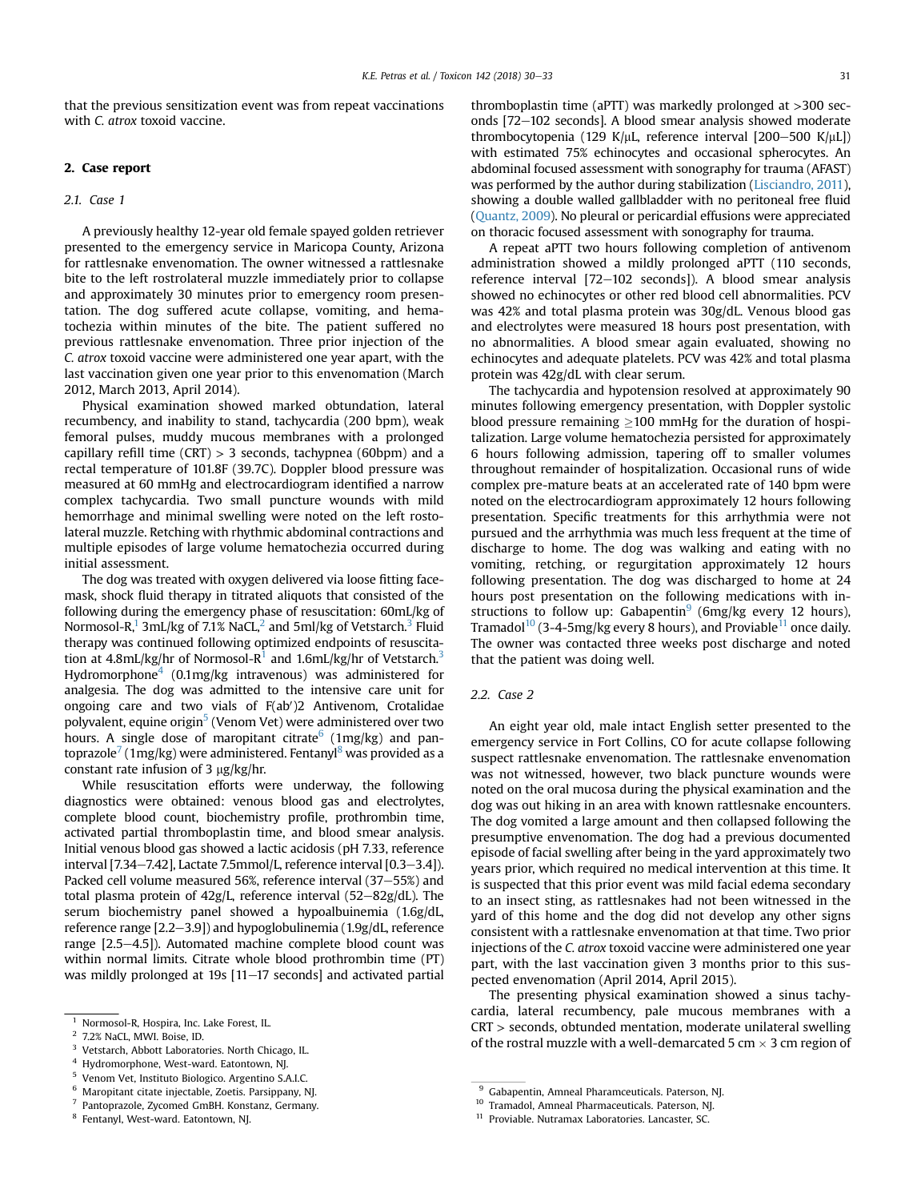that the previous sensitization event was from repeat vaccinations with *C. atrox* toxoid vaccine.

## 2. Case report

### 2.1. Case 1

A previously healthy 12-year old female spayed golden retriever presented to the emergency service in Maricopa County, Arizona for rattlesnake envenomation. The owner witnessed a rattlesnake bite to the left rostrolateral muzzle immediately prior to collapse and approximately 30 minutes prior to emergency room presentation. The dog suffered acute collapse, vomiting, and hematochezia within minutes of the bite. The patient suffered no previous rattlesnake envenomation. Three prior injection of the *C. atrox* toxoid vaccine were administered one year apart, with the last vaccination given one year prior to this envenomation (March 2012, March 2013, April 2014).

Physical examination showed marked obtundation, lateral recumbency, and inability to stand, tachycardia (200 bpm), weak femoral pulses, muddy mucous membranes with a prolonged capillary refill time (CRT) > 3 seconds, tachypnea (60bpm) and a rectal temperature of 101.8F (39.7C). Doppler blood pressure was measured at 60 mmHg and electrocardiogram identified a narrow complex tachycardia. Two small puncture wounds with mild hemorrhage and minimal swelling were noted on the left rostolateral muzzle. Retching with rhythmic abdominal contractions and multiple episodes of large volume hematochezia occurred during initial assessment.

The dog was treated with oxygen delivered via loose fitting facemask, shock fluid therapy in titrated aliquots that consisted of the following during the emergency phase of resuscitation: 60mL/kg of Normosol-R,[1] 3mL/kg of 7.1% NaCL,[2] and 5ml/kg of Vetstarch.[3] Fluid therapy was continued following optimized endpoints of resuscitation at 4.8mL/kg/hr of Normosol-R[1] and 1.6mL/kg/hr of Vetstarch.[3] Hydromorphone[4] (0.1mg/kg intravenous) was administered for analgesia. The dog was admitted to the intensive care unit for ongoing care and two vials of F(ab′)2 Antivenom, Crotalidae polyvalent, equine origin[5] (Venom Vet) were administered over two hours. A single dose of maropitant citrate[6] (1mg/kg) and pantoprazole[7] (1mg/kg) were administered. Fentanyl[8] was provided as a constant rate infusion of 3 μg/kg/hr.

While resuscitation efforts were underway, the following diagnostics were obtained: venous blood gas and electrolytes, complete blood count, biochemistry profile, prothrombin time, activated partial thromboplastin time, and blood smear analysis. Initial venous blood gas showed a lactic acidosis (pH 7.33, reference interval [7.34–7.42], Lactate 7.5mmol/L, reference interval [0.3–3.4]). Packed cell volume measured 56%, reference interval (37–55%) and total plasma protein of 42g/L, reference interval (52–82g/dL). The serum biochemistry panel showed a hypoalbuinemia (1.6g/dL, reference range [2.2–3.9]) and hypoglobulinemia (1.9g/dL, reference range [2.5–4.5]). Automated machine complete blood count was within normal limits. Citrate whole blood prothrombin time (PT) was mildly prolonged at 19s [11–17 seconds] and activated partial thromboplastin time (aPTT) was markedly prolonged at >300 seconds [72–102 seconds]. A blood smear analysis showed moderate thrombocytopenia (129 K/μL, reference interval [200–500 K/μL]) with estimated 75% echinocytes and occasional spherocytes. An abdominal focused assessment with sonography for trauma (AFAST) was performed by the author during stabilization (Lisciandro, 2011), showing a double walled gallbladder with no peritoneal free fluid (Quantz, 2009). No pleural or pericardial effusions were appreciated on thoracic focused assessment with sonography for trauma.

A repeat aPTT two hours following completion of antivenom administration showed a mildly prolonged aPTT (110 seconds, reference interval [72–102 seconds]). A blood smear analysis showed no echinocytes or other red blood cell abnormalities. PCV was 42% and total plasma protein was 30g/dL. Venous blood gas and electrolytes were measured 18 hours post presentation, with no abnormalities. A blood smear again evaluated, showing no echinocytes and adequate platelets. PCV was 42% and total plasma protein was 42g/dL with clear serum.

The tachycardia and hypotension resolved at approximately 90 minutes following emergency presentation, with Doppler systolic blood pressure remaining ≥100 mmHg for the duration of hospitalization. Large volume hematochezia persisted for approximately 6 hours following admission, tapering off to smaller volumes throughout remainder of hospitalization. Occasional runs of wide complex pre-mature beats at an accelerated rate of 140 bpm were noted on the electrocardiogram approximately 12 hours following presentation. Specific treatments for this arrhythmia were not pursued and the arrhythmia was much less frequent at the time of discharge to home. The dog was walking and eating with no vomiting, retching, or regurgitation approximately 12 hours following presentation. The dog was discharged to home at 24 hours post presentation on the following medications with instructions to follow up: Gabapentin[9] (6mg/kg every 12 hours), Tramadol[10] (3-4-5mg/kg every 8 hours), and Proviable[11] once daily. The owner was contacted three weeks post discharge and noted that the patient was doing well.

### 2.2. Case 2

An eight year old, male intact English setter presented to the emergency service in Fort Collins, CO for acute collapse following suspect rattlesnake envenomation. The rattlesnake envenomation was not witnessed, however, two black puncture wounds were noted on the oral mucosa during the physical examination and the dog was out hiking in an area with known rattlesnake encounters. The dog vomited a large amount and then collapsed following the presumptive envenomation. The dog had a previous documented episode of facial swelling after being in the yard approximately two years prior, which required no medical intervention at this time. It is suspected that this prior event was mild facial edema secondary to an insect sting, as rattlesnakes had not been witnessed in the yard of this home and the dog did not develop any other signs consistent with a rattlesnake envenomation at that time. Two prior injections of the *C. atrox* toxoid vaccine were administered one year part, with the last vaccination given 3 months prior to this suspected envenomation (April 2014, April 2015).

The presenting physical examination showed a sinus tachycardia, lateral recumbency, pale mucous membranes with a CRT > seconds, obtunded mentation, moderate unilateral swelling of the rostral muzzle with a well-demarcated 5 cm × 3 cm region of

---

[1] Normosol-R, Hospira, Inc. Lake Forest, IL.
[2] 7.2% NaCL, MWI. Boise, ID.
[3] Vetstarch, Abbott Laboratories. North Chicago, IL.
[4] Hydromorphone, West-ward. Eatontown, NJ.
[5] Venom Vet, Instituto Biologico. Argentino S.A.I.C.
[6] Maropitant citate injectable, Zoetis. Parsippany, NJ.
[7] Pantoprazole, Zycomed GmBH. Konstanz, Germany.
[8] Fentanyl, West-ward. Eatontown, NJ.
[9] Gabapentin, Amneal Pharamceuticals. Paterson, NJ.
[10] Tramadol, Amneal Pharmaceuticals. Paterson, NJ.
[11] Proviable. Nutramax Laboratories. Lancaster, SC.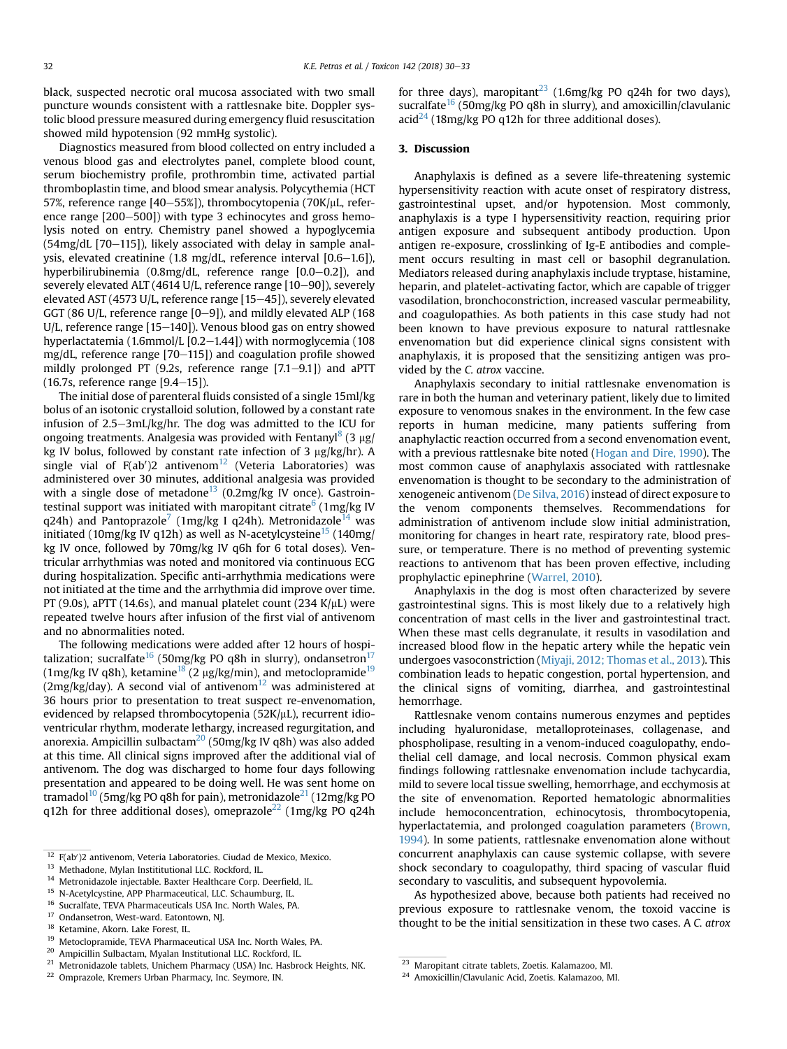black, suspected necrotic oral mucosa associated with two small puncture wounds consistent with a rattlesnake bite. Doppler systolic blood pressure measured during emergency fluid resuscitation showed mild hypotension (92 mmHg systolic).

Diagnostics measured from blood collected on entry included a venous blood gas and electrolytes panel, complete blood count, serum biochemistry profile, prothrombin time, activated partial thromboplastin time, and blood smear analysis. Polycythemia (HCT 57%, reference range [40–55%]), thrombocytopenia (70K/μL, reference range [200–500]) with type 3 echinocytes and gross hemolysis noted on entry. Chemistry panel showed a hypoglycemia (54mg/dL [70–115]), likely associated with delay in sample analysis, elevated creatinine (1.8 mg/dL, reference interval [0.6–1.6]), hyperbilirubinemia (0.8mg/dL, reference range [0.0–0.2]), and severely elevated ALT (4614 U/L, reference range [10–90]), severely elevated AST (4573 U/L, reference range [15–45]), severely elevated GGT (86 U/L, reference range [0–9]), and mildly elevated ALP (168 U/L, reference range [15–140]). Venous blood gas on entry showed hyperlactatemia (1.6mmol/L [0.2–1.44]) with normoglycemia (108 mg/dL, reference range [70–115]) and coagulation profile showed mildly prolonged PT (9.2s, reference range [7.1–9.1]) and aPTT (16.7s, reference range [9.4–15]).

The initial dose of parenteral fluids consisted of a single 15ml/kg bolus of an isotonic crystalloid solution, followed by a constant rate infusion of 2.5–3mL/kg/hr. The dog was admitted to the ICU for ongoing treatments. Analgesia was provided with Fentanyl[8] (3 μg/kg IV bolus, followed by constant rate infection of 3 μg/kg/hr). A single vial of F(ab′)2 antivenom[12] (Veteria Laboratories) was administered over 30 minutes, additional analgesia was provided with a single dose of metadone[13] (0.2mg/kg IV once). Gastrointestinal support was initiated with maropitant citrate[6] (1mg/kg IV q24h) and Pantoprazole[7] (1mg/kg I q24h). Metronidazole[14] was initiated (10mg/kg IV q12h) as well as N-acetylcysteine[15] (140mg/kg IV once, followed by 70mg/kg IV q6h for 6 total doses). Ventricular arrhythmias was noted and monitored via continuous ECG during hospitalization. Specific anti-arrhythmia medications were not initiated at the time and the arrhythmia did improve over time. PT (9.0s), aPTT (14.6s), and manual platelet count (234 K/μL) were repeated twelve hours after infusion of the first vial of antivenom and no abnormalities noted.

The following medications were added after 12 hours of hospitalization; sucralfate[16] (50mg/kg PO q8h in slurry), ondansetron[17] (1mg/kg IV q8h), ketamine[18] (2 μg/kg/min), and metoclopramide[19] (2mg/kg/day). A second vial of antivenom[12] was administered at 36 hours prior to presentation to treat suspect re-envenomation, evidenced by relapsed thrombocytopenia (52K/μL), recurrent idioventricular rhythm, moderate lethargy, increased regurgitation, and anorexia. Ampicillin sulbactam[20] (50mg/kg IV q8h) was also added at this time. All clinical signs improved after the additional vial of antivenom. The dog was discharged to home four days following presentation and appeared to be doing well. He was sent home on tramadol[10] (5mg/kg PO q8h for pain), metronidazole[21] (12mg/kg PO q12h for three additional doses), omeprazole[22] (1mg/kg PO q24h for three days), maropitant[23] (1.6mg/kg PO q24h for two days), sucralfate[16] (50mg/kg PO q8h in slurry), and amoxicillin/clavulanic acid[24] (18mg/kg PO q12h for three additional doses).

## 3. Discussion

Anaphylaxis is defined as a severe life-threatening systemic hypersensitivity reaction with acute onset of respiratory distress, gastrointestinal upset, and/or hypotension. Most commonly, anaphylaxis is a type I hypersensitivity reaction, requiring prior antigen exposure and subsequent antibody production. Upon antigen re-exposure, crosslinking of Ig-E antibodies and complement occurs resulting in mast cell or basophil degranulation. Mediators released during anaphylaxis include tryptase, histamine, heparin, and platelet-activating factor, which are capable of trigger vasodilation, bronchoconstriction, increased vascular permeability, and coagulopathies. As both patients in this case study had not been known to have previous exposure to natural rattlesnake envenomation but did experience clinical signs consistent with anaphylaxis, it is proposed that the sensitizing antigen was provided by the *C. atrox* vaccine.

Anaphylaxis secondary to initial rattlesnake envenomation is rare in both the human and veterinary patient, likely due to limited exposure to venomous snakes in the environment. In the few case reports in human medicine, many patients suffering from anaphylactic reaction occurred from a second envenomation event, with a previous rattlesnake bite noted (Hogan and Dire, 1990). The most common cause of anaphylaxis associated with rattlesnake envenomation is thought to be secondary to the administration of xenogeneic antivenom (De Silva, 2016) instead of direct exposure to the venom components themselves. Recommendations for administration of antivenom include slow initial administration, monitoring for changes in heart rate, respiratory rate, blood pressure, or temperature. There is no method of preventing systemic reactions to antivenom that has been proven effective, including prophylactic epinephrine (Warrel, 2010).

Anaphylaxis in the dog is most often characterized by severe gastrointestinal signs. This is most likely due to a relatively high concentration of mast cells in the liver and gastrointestinal tract. When these mast cells degranulate, it results in vasodilation and increased blood flow in the hepatic artery while the hepatic vein undergoes vasoconstriction (Miyaji, 2012; Thomas et al., 2013). This combination leads to hepatic congestion, portal hypertension, and the clinical signs of vomiting, diarrhea, and gastrointestinal hemorrhage.

Rattlesnake venom contains numerous enzymes and peptides including hyaluronidase, metalloproteinases, collagenase, and phospholipase, resulting in a venom-induced coagulopathy, endothelial cell damage, and local necrosis. Common physical exam findings following rattlesnake envenomation include tachycardia, mild to severe local tissue swelling, hemorrhage, and ecchymosis at the site of envenomation. Reported hematologic abnormalities include hemoconcentration, echinocytosis, thrombocytopenia, hyperlactatemia, and prolonged coagulation parameters (Brown, 1994). In some patients, rattlesnake envenomation alone without concurrent anaphylaxis can cause systemic collapse, with severe shock secondary to coagulopathy, third spacing of vascular fluid secondary to vasculitis, and subsequent hypovolemia.

As hypothesized above, because both patients had received no previous exposure to rattlesnake venom, the toxoid vaccine is thought to be the initial sensitization in these two cases. A *C. atrox*

[12] F(ab′)2 antivenom, Veteria Laboratories. Ciudad de Mexico, Mexico.

[13] Methadone, Mylan Instititutional LLC. Rockford, IL.

[14] Metronidazole injectable. Baxter Healthcare Corp. Deerfield, IL.

[15] N-Acetylcystine, APP Pharmaceutical, LLC. Schaumburg, IL.

[16] Sucralfate, TEVA Pharmaceuticals USA Inc. North Wales, PA.

[17] Ondansetron, West-ward. Eatontown, NJ.

[18] Ketamine, Akorn. Lake Forest, IL.

[19] Metoclopramide, TEVA Pharmaceutical USA Inc. North Wales, PA.

[20] Ampicillin Sulbactam, Myalan Institutional LLC. Rockford, IL.

[21] Metronidazole tablets, Unichem Pharmacy (USA) Inc. Hasbrock Heights, NK.

[22] Omprazole, Kremers Urban Pharmacy, Inc. Seymore, IN.

[23] Maropitant citrate tablets, Zoetis. Kalamazoo, MI.

[24] Amoxicillin/Clavulanic Acid, Zoetis. Kalamazoo, MI.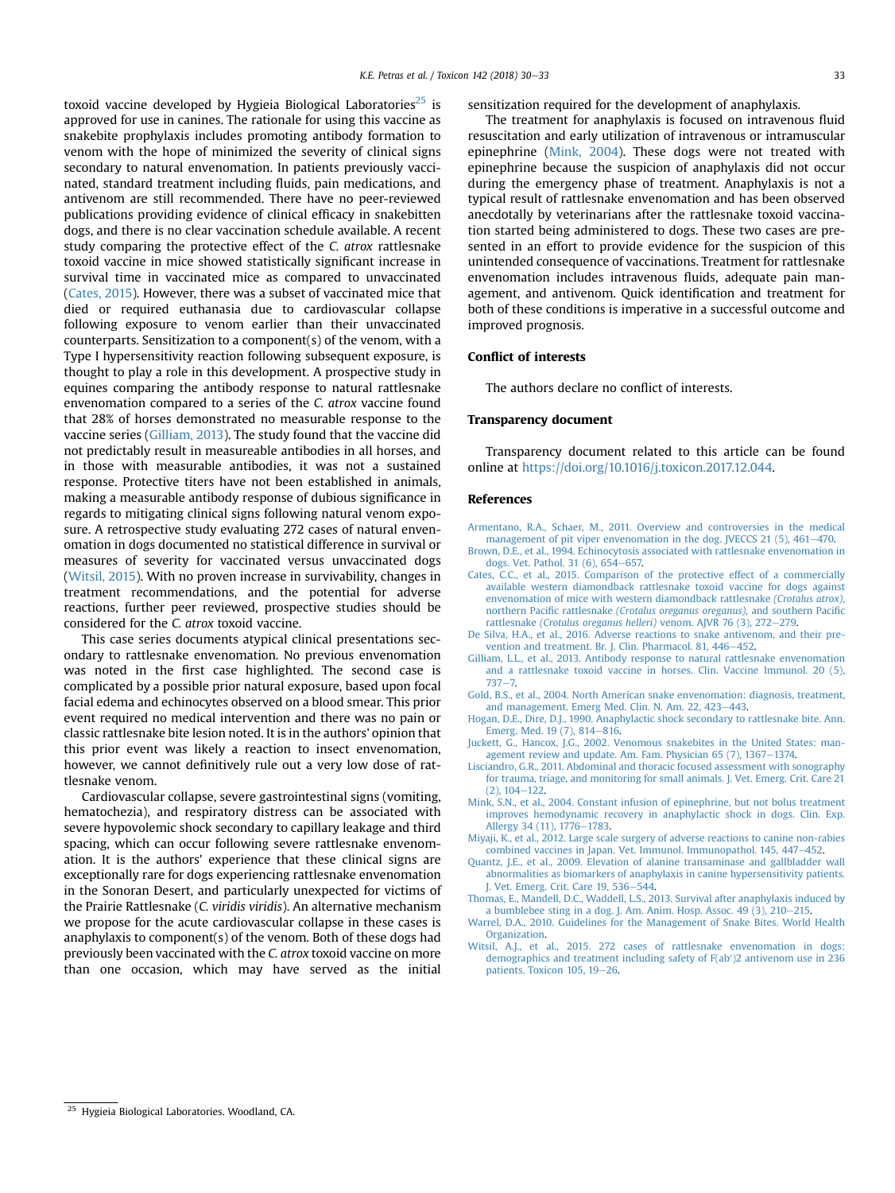toxoid vaccine developed by Hygieia Biological Laboratories[25] is approved for use in canines. The rationale for using this vaccine as snakebite prophylaxis includes promoting antibody formation to venom with the hope of minimized the severity of clinical signs secondary to natural envenomation. In patients previously vaccinated, standard treatment including fluids, pain medications, and antivenom are still recommended. There have no peer-reviewed publications providing evidence of clinical efficacy in snakebitten dogs, and there is no clear vaccination schedule available. A recent study comparing the protective effect of the *C. atrox* rattlesnake toxoid vaccine in mice showed statistically significant increase in survival time in vaccinated mice as compared to unvaccinated (Cates, 2015). However, there was a subset of vaccinated mice that died or required euthanasia due to cardiovascular collapse following exposure to venom earlier than their unvaccinated counterparts. Sensitization to a component(s) of the venom, with a Type I hypersensitivity reaction following subsequent exposure, is thought to play a role in this development. A prospective study in equines comparing the antibody response to natural rattlesnake envenomation compared to a series of the *C. atrox* vaccine found that 28% of horses demonstrated no measurable response to the vaccine series (Gilliam, 2013). The study found that the vaccine did not predictably result in measureable antibodies in all horses, and in those with measurable antibodies, it was not a sustained response. Protective titers have not been established in animals, making a measurable antibody response of dubious significance in regards to mitigating clinical signs following natural venom exposure. A retrospective study evaluating 272 cases of natural envenomation in dogs documented no statistical difference in survival or measures of severity for vaccinated versus unvaccinated dogs (Witsil, 2015). With no proven increase in survivability, changes in treatment recommendations, and the potential for adverse reactions, further peer reviewed, prospective studies should be considered for the *C. atrox* toxoid vaccine.

This case series documents atypical clinical presentations secondary to rattlesnake envenomation. No previous envenomation was noted in the first case highlighted. The second case is complicated by a possible prior natural exposure, based upon focal facial edema and echinocytes observed on a blood smear. This prior event required no medical intervention and there was no pain or classic rattlesnake bite lesion noted. It is in the authors' opinion that this prior event was likely a reaction to insect envenomation, however, we cannot definitively rule out a very low dose of rattlesnake venom.

Cardiovascular collapse, severe gastrointestinal signs (vomiting, hematochezia), and respiratory distress can be associated with severe hypovolemic shock secondary to capillary leakage and third spacing, which can occur following severe rattlesnake envenomation. It is the authors' experience that these clinical signs are exceptionally rare for dogs experiencing rattlesnake envenomation in the Sonoran Desert, and particularly unexpected for victims of the Prairie Rattlesnake (*C. viridis viridis*). An alternative mechanism we propose for the acute cardiovascular collapse in these cases is anaphylaxis to component(s) of the venom. Both of these dogs had previously been vaccinated with the *C. atrox* toxoid vaccine on more than one occasion, which may have served as the initial sensitization required for the development of anaphylaxis.

The treatment for anaphylaxis is focused on intravenous fluid resuscitation and early utilization of intravenous or intramuscular epinephrine (Mink, 2004). These dogs were not treated with epinephrine because the suspicion of anaphylaxis did not occur during the emergency phase of treatment. Anaphylaxis is not a typical result of rattlesnake envenomation and has been observed anecdotally by veterinarians after the rattlesnake toxoid vaccination started being administered to dogs. These two cases are presented in an effort to provide evidence for the suspicion of this unintended consequence of vaccinations. Treatment for rattlesnake envenomation includes intravenous fluids, adequate pain management, and antivenom. Quick identification and treatment for both of these conditions is imperative in a successful outcome and improved prognosis.

## Conflict of interests

The authors declare no conflict of interests.

## Transparency document

Transparency document related to this article can be found online at https://doi.org/10.1016/j.toxicon.2017.12.044.

## References

Armentano, R.A., Schaer, M., 2011. Overview and controversies in the medical management of pit viper envenomation in the dog. JVECCS 21 (5), 461–470.

Brown, D.E., et al., 1994. Echinocytosis associated with rattlesnake envenomation in dogs. Vet. Pathol. 31 (6), 654–657.

Cates, C.C., et al., 2015. Comparison of the protective effect of a commercially available western diamondback rattlesnake toxoid vaccine for dogs against envenomation of mice with western diamondback rattlesnake *(Crotalus atrox)*, northern Pacific rattlesnake *(Crotalus oreganus oreganus)*, and southern Pacific rattlesnake *(Crotalus oreganus helleri)* venom. AJVR 76 (3), 272–279.

De Silva, H.A., et al., 2016. Adverse reactions to snake antivenom, and their prevention and treatment. Br. J. Clin. Pharmacol. 81, 446–452.

Gilliam, L.L., et al., 2013. Antibody response to natural rattlesnake envenomation and a rattlesnake toxoid vaccine in horses. Clin. Vaccine Immunol. 20 (5), 737–7.

Gold, B.S., et al., 2004. North American snake envenomation: diagnosis, treatment, and management. Emerg Med. Clin. N. Am. 22, 423–443.

Hogan, D.E., Dire, D.J., 1990. Anaphylactic shock secondary to rattlesnake bite. Ann. Emerg. Med. 19 (7), 814–816.

Juckett, G., Hancox, J.G., 2002. Venomous snakebites in the United States: management review and update. Am. Fam. Physician 65 (7), 1367–1374.

Lisciandro, G.R., 2011. Abdominal and thoracic focused assessment with sonography for trauma, triage, and monitoring for small animals. J. Vet. Emerg. Crit. Care 21 (2), 104–122.

Mink, S.N., et al., 2004. Constant infusion of epinephrine, but not bolus treatment improves hemodynamic recovery in anaphylactic shock in dogs. Clin. Exp. Allergy 34 (11), 1776–1783.

Miyaji, K., et al., 2012. Large scale surgery of adverse reactions to canine non-rabies combined vaccines in Japan. Vet. Immunol. Immunopathol. 145, 447–452.

Quantz, J.E., et al., 2009. Elevation of alanine transaminase and gallbladder wall abnormalities as biomarkers of anaphylaxis in canine hypersensitivity patients. J. Vet. Emerg. Crit. Care 19, 536–544.

Thomas, E., Mandell, D.C., Waddell, L.S., 2013. Survival after anaphylaxis induced by a bumblebee sting in a dog. J. Am. Anim. Hosp. Assoc. 49 (3), 210–215.

Warrel, D.A., 2010. Guidelines for the Management of Snake Bites. World Health Organization.

Witsil, A.J., et al., 2015. 272 cases of rattlesnake envenomation in dogs: demographics and treatment including safety of F(ab′)2 antivenom use in 236 patients. Toxicon 105, 19–26.

[25] Hygieia Biological Laboratories. Woodland, CA.